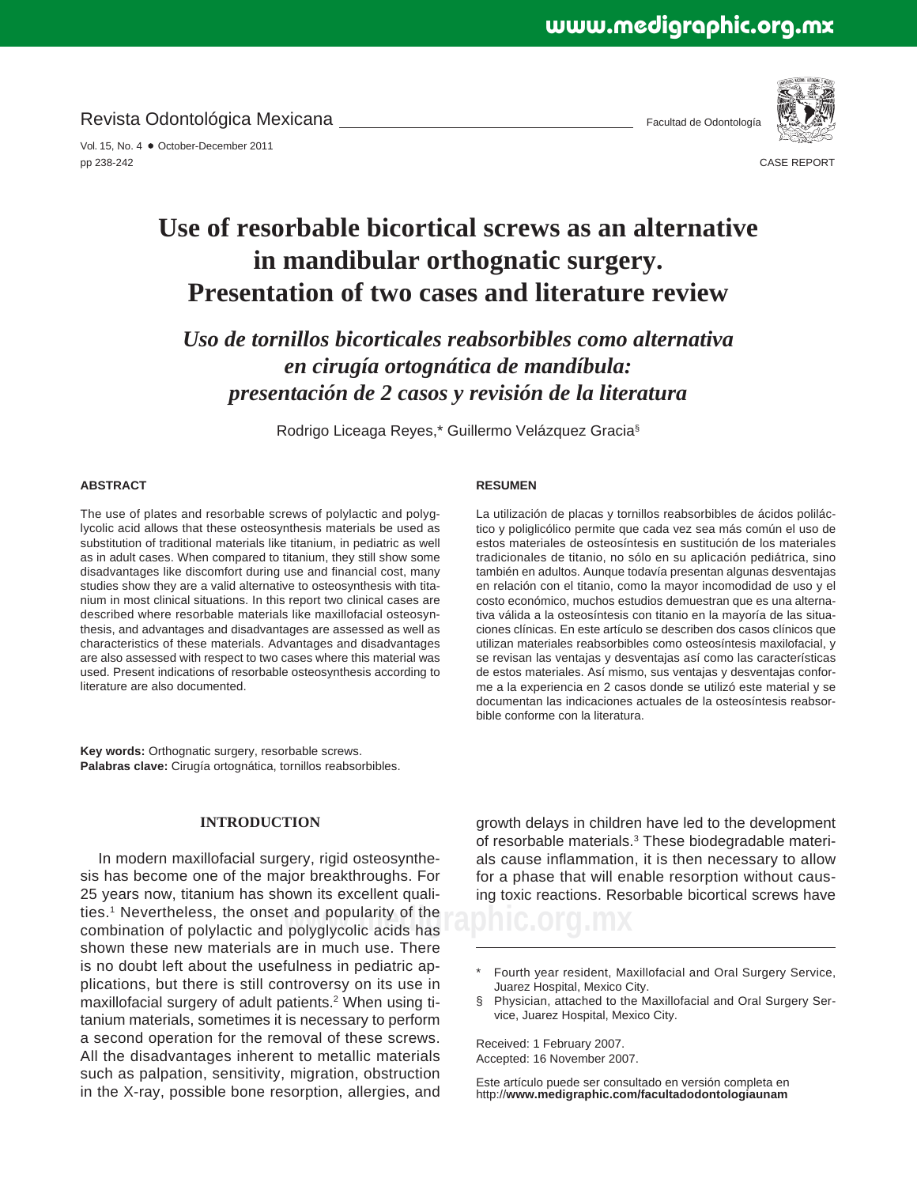Revista Odontológica Mexicana

Facultad de Odontología

CASE REPORT

# Use of resorbable bicortical screws as an alternative in mandibular orthognatic surgery. Presentation of two cases and literature review

## *Uso de tornillos bicorticales reabsorbibles como alternativa en cirugía ortognática de mandíbula: presentación de 2 casos y revisión de la literatura*

Rodrigo Liceaga Reyes,* Guillermo Velázquez Gracia§

### ABSTRACT

The use of plates and resorbable screws of polylactic and polyglycolic acid allows that these osteosynthesis materials be used as substitution of traditional materials like titanium, in pediatric as well as in adult cases. When compared to titanium, they still show some disadvantages like discomfort during use and financial cost, many studies show they are a valid alternative to osteosynthesis with titanium in most clinical situations. In this report two clinical cases are described where resorbable materials like maxillofacial osteosynthesis, and advantages and disadvantages are assessed as well as characteristics of these materials. Advantages and disadvantages are also assessed with respect to two cases where this material was used. Present indications of resorbable osteosynthesis according to literature are also documented.

### RESUMEN

La utilización de placas y tornillos reabsorbibles de ácidos polilác­tico y poliglicólico permite que cada vez sea más común el uso de estos materiales de osteosíntesis en sustitución de los materiales tradicionales de titanio, no sólo en su aplicación pediátrica, sino también en adultos. Aunque todavía presentan algunas desventajas en relación con el titanio, como la mayor incomodidad de uso y el costo económico, muchos estudios demuestran que es una alternativa válida a la osteosíntesis con titanio en la mayoría de las situaciones clínicas. En este artículo se describen dos casos clínicos que utilizan materiales reabsorbibles como osteosíntesis maxilofacial, y se revisan las ventajas y desventajas así como las características de estos materiales. Así mismo, sus ventajas y desventajas conforme a la experiencia en 2 casos donde se utilizó este material y se documentan las indicaciones actuales de la osteosíntesis reabsorbible conforme con la literatura.

**Key words:** Orthognatic surgery, resorbable screws.
**Palabras clave:** Cirugía ortognática, tornillos reabsorbibles.

## INTRODUCTION

In modern maxillofacial surgery, rigid osteosynthesis has become one of the major breakthroughs. For 25 years now, titanium has shown its excellent qualities.[1] Nevertheless, the onset and popularity of the combination of polylactic and polyglycolic acids has shown these new materials are in much use. There is no doubt left about the usefulness in pediatric applications, but there is still controversy on its use in maxillofacial surgery of adult patients.[2] When using titanium materials, sometimes it is necessary to perform a second operation for the removal of these screws. All the disadvantages inherent to metallic materials such as palpation, sensitivity, migration, obstruction in the X-ray, possible bone resorption, allergies, and growth delays in children have led to the development of resorbable materials.[3] These biodegradable materials cause inflammation, it is then necessary to allow for a phase that will enable resorption without causing toxic reactions. Resorbable bicortical screws have

\* Fourth year resident, Maxillofacial and Oral Surgery Service, Juarez Hospital, Mexico City.
§ Physician, attached to the Maxillofacial and Oral Surgery Service, Juarez Hospital, Mexico City.

Received: 1 February 2007.
Accepted: 16 November 2007.

Este artículo puede ser consultado en versión completa en http://**www.medigraphic.com/facultadodontologiaunam**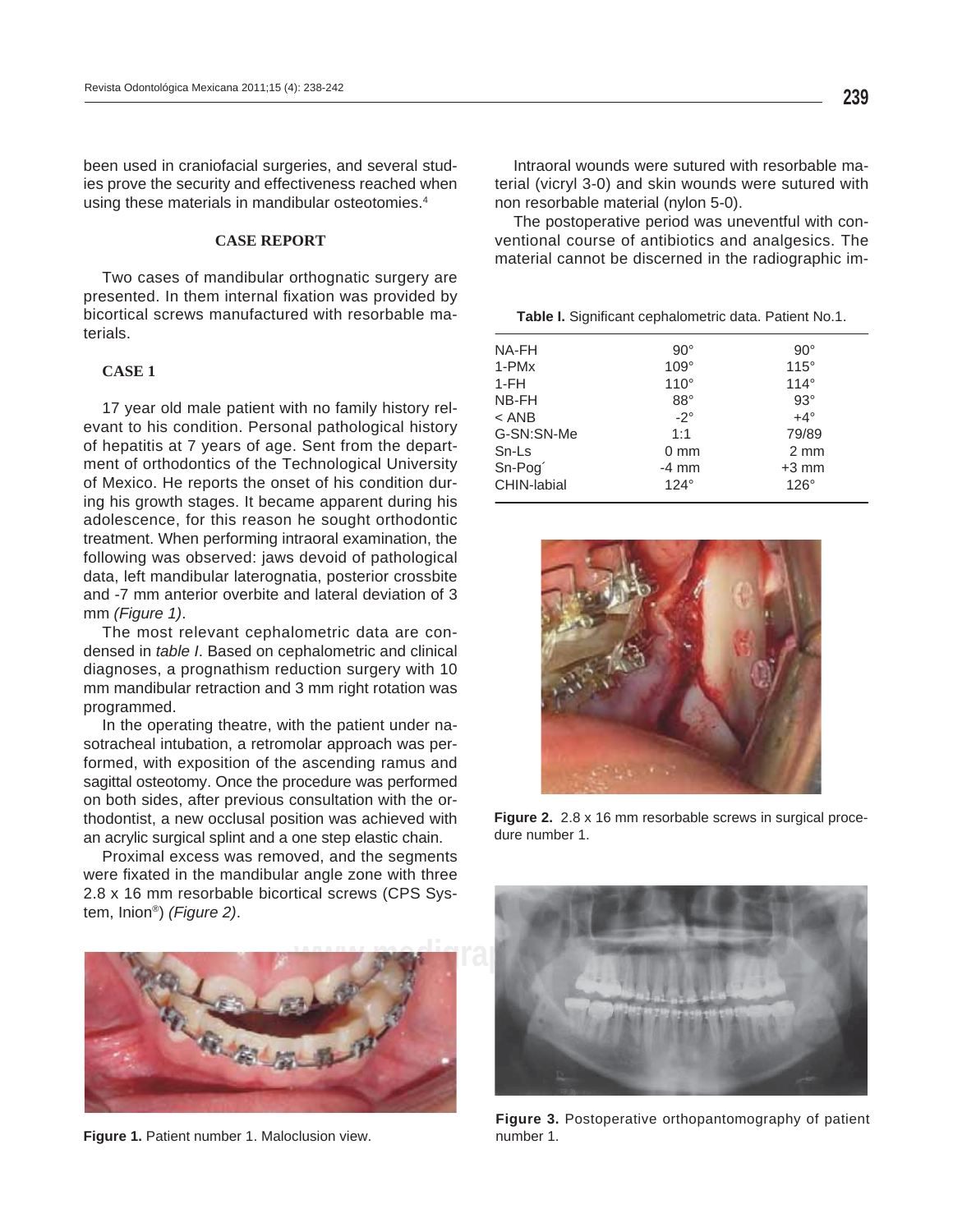been used in craniofacial surgeries, and several studies prove the security and effectiveness reached when using these materials in mandibular osteotomies.[4]

## CASE REPORT

Two cases of mandibular orthognatic surgery are presented. In them internal fixation was provided by bicortical screws manufactured with resorbable materials.

### CASE 1

17 year old male patient with no family history relevant to his condition. Personal pathological history of hepatitis at 7 years of age. Sent from the department of orthodontics of the Technological University of Mexico. He reports the onset of his condition during his growth stages. It became apparent during his adolescence, for this reason he sought orthodontic treatment. When performing intraoral examination, the following was observed: jaws devoid of pathological data, left mandibular laterognatia, posterior crossbite and -7 mm anterior overbite and lateral deviation of 3 mm *(Figure 1)*.

The most relevant cephalometric data are condensed in *table I*. Based on cephalometric and clinical diagnoses, a prognathism reduction surgery with 10 mm mandibular retraction and 3 mm right rotation was programmed.

In the operating theatre, with the patient under nasotracheal intubation, a retromolar approach was performed, with exposition of the ascending ramus and sagittal osteotomy. Once the procedure was performed on both sides, after previous consultation with the orthodontist, a new occlusal position was achieved with an acrylic surgical splint and a one step elastic chain.

Proximal excess was removed, and the segments were fixated in the mandibular angle zone with three 2.8 x 16 mm resorbable bicortical screws (CPS System, Inion®) *(Figure 2)*.

Figure 1. Patient number 1. Maloclusion view.

Intraoral wounds were sutured with resorbable material (vicryl 3-0) and skin wounds were sutured with non resorbable material (nylon 5-0).

The postoperative period was uneventful with conventional course of antibiotics and analgesics. The material cannot be discerned in the radiographic im-

**Table I.** Significant cephalometric data. Patient No.1.

| | | |
|---|---|---|
| NA-FH | 90° | 90° |
| 1-PMx | 109° | 115° |
| 1-FH | 110° | 114° |
| NB-FH | 88° | 93° |
| < ANB | -2° | +4° |
| G-SN:SN-Me | 1:1 | 79/89 |
| Sn-Ls | 0 mm | 2 mm |
| Sn-Pog´ | -4 mm | +3 mm |
| CHIN-labial | 124° | 126° |

**Figure 2.** 2.8 x 16 mm resorbable screws in surgical procedure number 1.

**Figure 3.** Postoperative orthopantomography of patient number 1.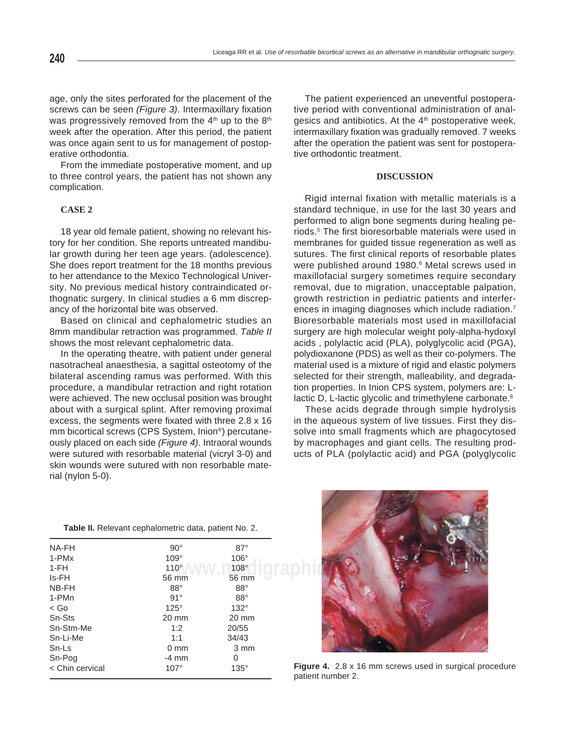age, only the sites perforated for the placement of the screws can be seen *(Figure 3)*. Intermaxillary fixation was progressively removed from the 4th up to the 8th week after the operation. After this period, the patient was once again sent to us for management of postoperative orthodontia.

From the immediate postoperative moment, and up to three control years, the patient has not shown any complication.

## CASE 2

18 year old female patient, showing no relevant history for her condition. She reports untreated mandibular growth during her teen age years. (adolescence). She does report treatment for the 18 months previous to her attendance to the Mexico Technological University. No previous medical history contraindicated orthognatic surgery. In clinical studies a 6 mm discrepancy of the horizontal bite was observed.

Based on clinical and cephalometric studies an 8mm mandibular retraction was programmed. *Table II* shows the most relevant cephalometric data.

In the operating theatre, with patient under general nasotracheal anaesthesia, a sagittal osteotomy of the bilateral ascending ramus was performed. With this procedure, a mandibular retraction and right rotation were achieved. The new occlusal position was brought about with a surgical splint. After removing proximal excess, the segments were fixated with three 2.8 x 16 mm bicortical screws (CPS System, Inion®) percutaneously placed on each side *(Figure 4)*. Intraoral wounds were sutured with resorbable material (vicryl 3-0) and skin wounds were sutured with non resorbable material (nylon 5-0).

**Table II.** Relevant cephalometric data, patient No. 2.

| | | |
|---|---|---|
| NA-FH | 90° | 87° |
| 1-PMx | 109° | 106° |
| 1-FH | 110° | 108° |
| Is-FH | 56 mm | 56 mm |
| NB-FH | 88° | 88° |
| 1-PMn | 91° | 88° |
| < Go | 125° | 132° |
| Sn-Sts | 20 mm | 20 mm |
| Sn-Stm-Me | 1:2 | 20/55 |
| Sn-Li-Me | 1:1 | 34/43 |
| Sn-Ls | 0 mm | 3 mm |
| Sn-Pog | -4 mm | 0 |
| < Chin cervical | 107° | 135° |

The patient experienced an uneventful postoperative period with conventional administration of analgesics and antibiotics. At the 4th postoperative week, intermaxillary fixation was gradually removed. 7 weeks after the operation the patient was sent for postoperative orthodontic treatment.

## DISCUSSION

Rigid internal fixation with metallic materials is a standard technique, in use for the last 30 years and performed to align bone segments during healing periods.[5] The first bioresorbable materials were used in membranes for guided tissue regeneration as well as sutures. The first clinical reports of resorbable plates were published around 1980.[6] Metal screws used in maxillofacial surgery sometimes require secondary removal, due to migration, unacceptable palpation, growth restriction in pediatric patients and interferences in imaging diagnoses which include radiation.[7] Bioresorbable materials most used in maxillofacial surgery are high molecular weight poly-alpha-hydoxyl acids , polylactic acid (PLA), polyglycolic acid (PGA), polydioxanone (PDS) as well as their co-polymers. The material used is a mixture of rigid and elastic polymers selected for their strength, malleability, and degradation properties. In Inion CPS system, polymers are: L-lactic D, L-lactic glycolic and trimethylene carbonate.[8]

These acids degrade through simple hydrolysis in the aqueous system of live tissues. First they dissolve into small fragments which are phagocytosed by macrophages and giant cells. The resulting products of PLA (polylactic acid) and PGA (polyglycolic

**Figure 4.** 2.8 x 16 mm screws used in surgical procedure patient number 2.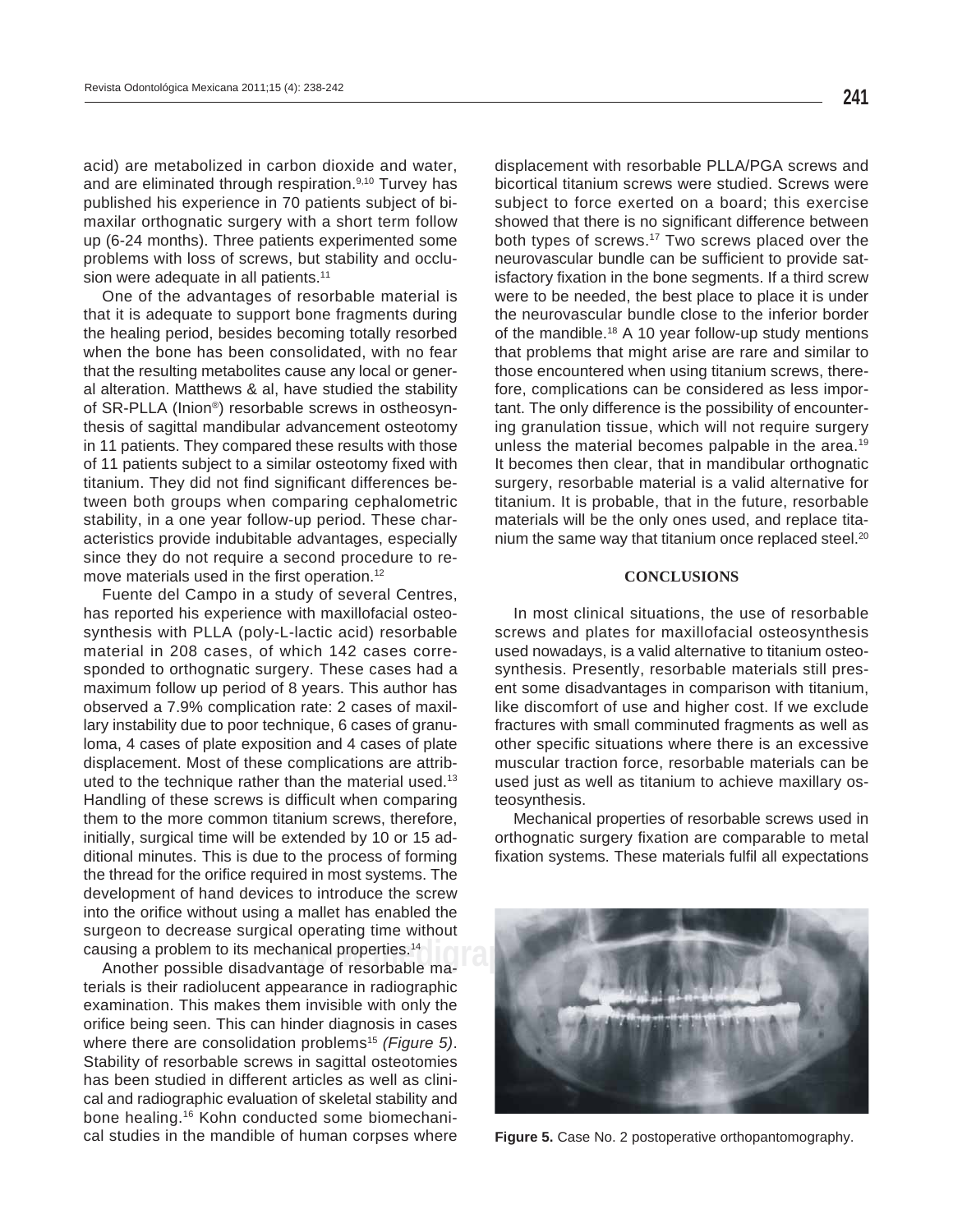acid) are metabolized in carbon dioxide and water, and are eliminated through respiration.[9,10] Turvey has published his experience in 70 patients subject of bimaxilar orthognatic surgery with a short term follow up (6-24 months). Three patients experimented some problems with loss of screws, but stability and occlusion were adequate in all patients.[11]

One of the advantages of resorbable material is that it is adequate to support bone fragments during the healing period, besides becoming totally resorbed when the bone has been consolidated, with no fear that the resulting metabolites cause any local or general alteration. Matthews & al, have studied the stability of SR-PLLA (Inion®) resorbable screws in ostheosynthesis of sagittal mandibular advancement osteotomy in 11 patients. They compared these results with those of 11 patients subject to a similar osteotomy fixed with titanium. They did not find significant differences between both groups when comparing cephalometric stability, in a one year follow-up period. These characteristics provide indubitable advantages, especially since they do not require a second procedure to remove materials used in the first operation.[12]

Fuente del Campo in a study of several Centres, has reported his experience with maxillofacial osteosynthesis with PLLA (poly-L-lactic acid) resorbable material in 208 cases, of which 142 cases corresponded to orthognatic surgery. These cases had a maximum follow up period of 8 years. This author has observed a 7.9% complication rate: 2 cases of maxillary instability due to poor technique, 6 cases of granuloma, 4 cases of plate exposition and 4 cases of plate displacement. Most of these complications are attributed to the technique rather than the material used.[13] Handling of these screws is difficult when comparing them to the more common titanium screws, therefore, initially, surgical time will be extended by 10 or 15 additional minutes. This is due to the process of forming the thread for the orifice required in most systems. The development of hand devices to introduce the screw into the orifice without using a mallet has enabled the surgeon to decrease surgical operating time without causing a problem to its mechanical properties.[14]

Another possible disadvantage of resorbable materials is their radiolucent appearance in radiographic examination. This makes them invisible with only the orifice being seen. This can hinder diagnosis in cases where there are consolidation problems[15] *(Figure 5)*. Stability of resorbable screws in sagittal osteotomies has been studied in different articles as well as clinical and radiographic evaluation of skeletal stability and bone healing.[16] Kohn conducted some biomechanical studies in the mandible of human corpses where displacement with resorbable PLLA/PGA screws and bicortical titanium screws were studied. Screws were subject to force exerted on a board; this exercise showed that there is no significant difference between both types of screws.[17] Two screws placed over the neurovascular bundle can be sufficient to provide satisfactory fixation in the bone segments. If a third screw were to be needed, the best place to place it is under the neurovascular bundle close to the inferior border of the mandible.[18] A 10 year follow-up study mentions that problems that might arise are rare and similar to those encountered when using titanium screws, therefore, complications can be considered as less important. The only difference is the possibility of encountering granulation tissue, which will not require surgery unless the material becomes palpable in the area.[19] It becomes then clear, that in mandibular orthognatic surgery, resorbable material is a valid alternative for titanium. It is probable, that in the future, resorbable materials will be the only ones used, and replace titanium the same way that titanium once replaced steel.[20]

## CONCLUSIONS

In most clinical situations, the use of resorbable screws and plates for maxillofacial osteosynthesis used nowadays, is a valid alternative to titanium osteosynthesis. Presently, resorbable materials still present some disadvantages in comparison with titanium, like discomfort of use and higher cost. If we exclude fractures with small comminuted fragments as well as other specific situations where there is an excessive muscular traction force, resorbable materials can be used just as well as titanium to achieve maxillary osteosynthesis.

Mechanical properties of resorbable screws used in orthognatic surgery fixation are comparable to metal fixation systems. These materials fulfil all expectations

**Figure 5.** Case No. 2 postoperative orthopantomography.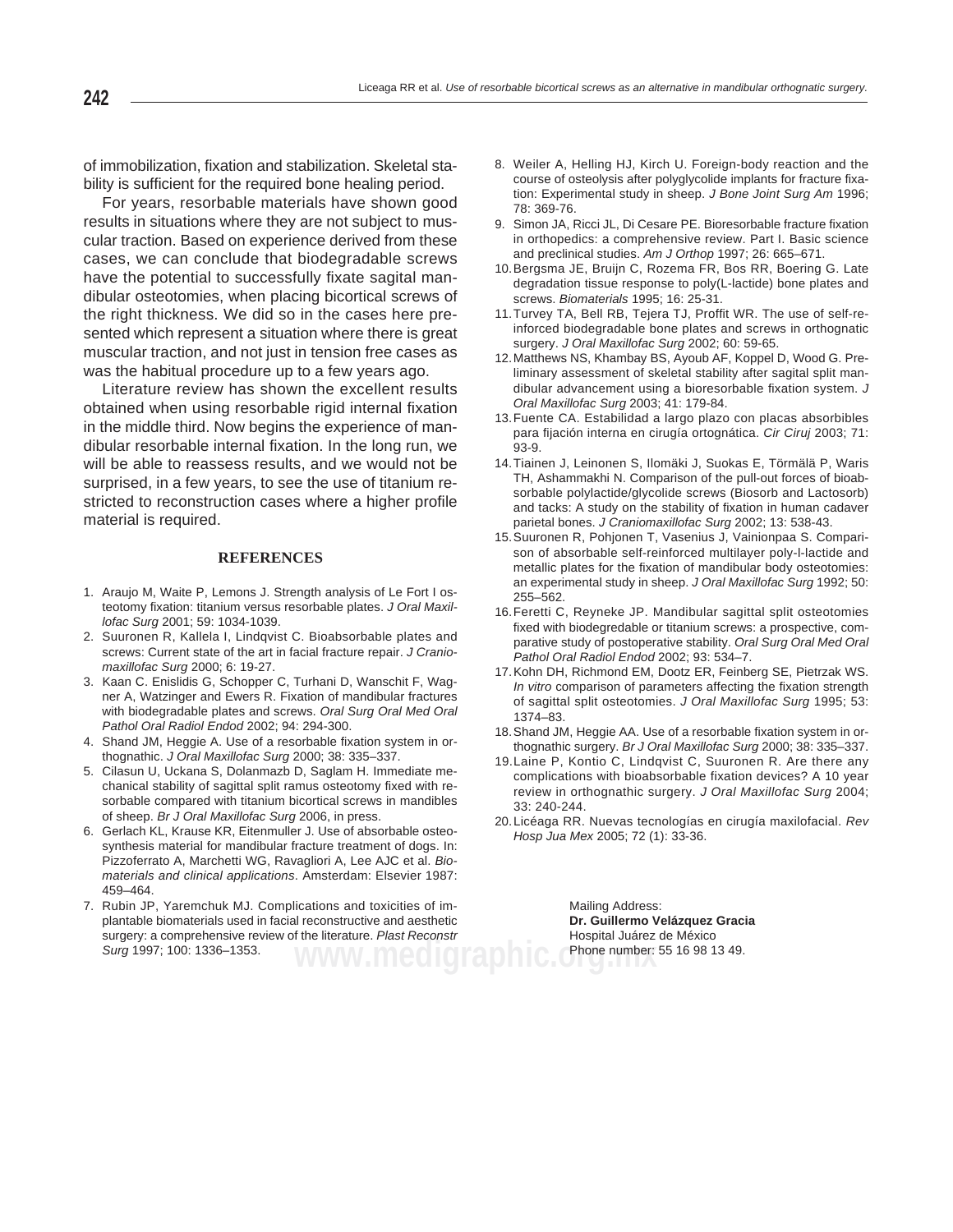of immobilization, fixation and stabilization. Skeletal stability is sufficient for the required bone healing period.

For years, resorbable materials have shown good results in situations where they are not subject to muscular traction. Based on experience derived from these cases, we can conclude that biodegradable screws have the potential to successfully fixate sagital mandibular osteotomies, when placing bicortical screws of the right thickness. We did so in the cases here presented which represent a situation where there is great muscular traction, and not just in tension free cases as was the habitual procedure up to a few years ago.

Literature review has shown the excellent results obtained when using resorbable rigid internal fixation in the middle third. Now begins the experience of mandibular resorbable internal fixation. In the long run, we will be able to reassess results, and we would not be surprised, in a few years, to see the use of titanium restricted to reconstruction cases where a higher profile material is required.

## REFERENCES

1. Araujo M, Waite P, Lemons J. Strength analysis of Le Fort I osteotomy fixation: titanium versus resorbable plates. *J Oral Maxillofac Surg* 2001; 59: 1034-1039.
2. Suuronen R, Kallela I, Lindqvist C. Bioabsorbable plates and screws: Current state of the art in facial fracture repair. *J Craniomaxillofac Surg* 2000; 6: 19-27.
3. Kaan C. Enislidis G, Schopper C, Turhani D, Wanschit F, Wagner A, Watzinger and Ewers R. Fixation of mandibular fractures with biodegradable plates and screws. *Oral Surg Oral Med Oral Pathol Oral Radiol Endod* 2002; 94: 294-300.
4. Shand JM, Heggie A. Use of a resorbable fixation system in orthognathic. *J Oral Maxillofac Surg* 2000; 38: 335–337.
5. Cilasun U, Uckana S, Dolanmazb D, Saglam H. Immediate mechanical stability of sagittal split ramus osteotomy fixed with resorbable compared with titanium bicortical screws in mandibles of sheep. *Br J Oral Maxillofac Surg* 2006, in press.
6. Gerlach KL, Krause KR, Eitenmuller J. Use of absorbable osteosynthesis material for mandibular fracture treatment of dogs. In: Pizzoferrato A, Marchetti WG, Ravagliori A, Lee AJC et al. *Biomaterials and clinical applications*. Amsterdam: Elsevier 1987: 459–464.
7. Rubin JP, Yaremchuk MJ. Complications and toxicities of implantable biomaterials used in facial reconstructive and aesthetic surgery: a comprehensive review of the literature. *Plast Reconstr Surg* 1997; 100: 1336–1353.
8. Weiler A, Helling HJ, Kirch U. Foreign-body reaction and the course of osteolysis after polyglycolide implants for fracture fixation: Experimental study in sheep. *J Bone Joint Surg Am* 1996; 78: 369-76.
9. Simon JA, Ricci JL, Di Cesare PE. Bioresorbable fracture fixation in orthopedics: a comprehensive review. Part I. Basic science and preclinical studies. *Am J Orthop* 1997; 26: 665–671.
10. Bergsma JE, Bruijn C, Rozema FR, Bos RR, Boering G. Late degradation tissue response to poly(L-lactide) bone plates and screws. *Biomaterials* 1995; 16: 25-31.
11. Turvey TA, Bell RB, Tejera TJ, Proffit WR. The use of self-reinforced biodegradable bone plates and screws in orthognatic surgery. *J Oral Maxillofac Surg* 2002; 60: 59-65.
12. Matthews NS, Khambay BS, Ayoub AF, Koppel D, Wood G. Preliminary assessment of skeletal stability after sagital split mandibular advancement using a bioresorbable fixation system. *J Oral Maxillofac Surg* 2003; 41: 179-84.
13. Fuente CA. Estabilidad a largo plazo con placas absorbibles para fijación interna en cirugía ortognática. *Cir Ciruj* 2003; 71: 93-9.
14. Tiainen J, Leinonen S, Ilomäki J, Suokas E, Törmälä P, Waris TH, Ashammakhi N. Comparison of the pull-out forces of bioabsorbable polylactide/glycolide screws (Biosorb and Lactosorb) and tacks: A study on the stability of fixation in human cadaver parietal bones. *J Craniomaxillofac Surg* 2002; 13: 538-43.
15. Suuronen R, Pohjonen T, Vasenius J, Vainionpaa S. Comparison of absorbable self-reinforced multilayer poly-l-lactide and metallic plates for the fixation of mandibular body osteotomies: an experimental study in sheep. *J Oral Maxillofac Surg* 1992; 50: 255–562.
16. Feretti C, Reyneke JP. Mandibular sagittal split osteotomies fixed with biodegredable or titanium screws: a prospective, comparative study of postoperative stability. *Oral Surg Oral Med Oral Pathol Oral Radiol Endod* 2002; 93: 534–7.
17. Kohn DH, Richmond EM, Dootz ER, Feinberg SE, Pietrzak WS. *In vitro* comparison of parameters affecting the fixation strength of sagittal split osteotomies. *J Oral Maxillofac Surg* 1995; 53: 1374–83.
18. Shand JM, Heggie AA. Use of a resorbable fixation system in orthognathic surgery. *Br J Oral Maxillofac Surg* 2000; 38: 335–337.
19. Laine P, Kontio C, Lindqvist C, Suuronen R. Are there any complications with bioabsorbable fixation devices? A 10 year review in orthognathic surgery. *J Oral Maxillofac Surg* 2004; 33: 240-244.
20. Licéaga RR. Nuevas tecnologías en cirugía maxilofacial. *Rev Hosp Jua Mex* 2005; 72 (1): 33-36.

Mailing Address:
**Dr. Guillermo Velázquez Gracia**
Hospital Juárez de México
Phone number: 55 16 98 13 49.